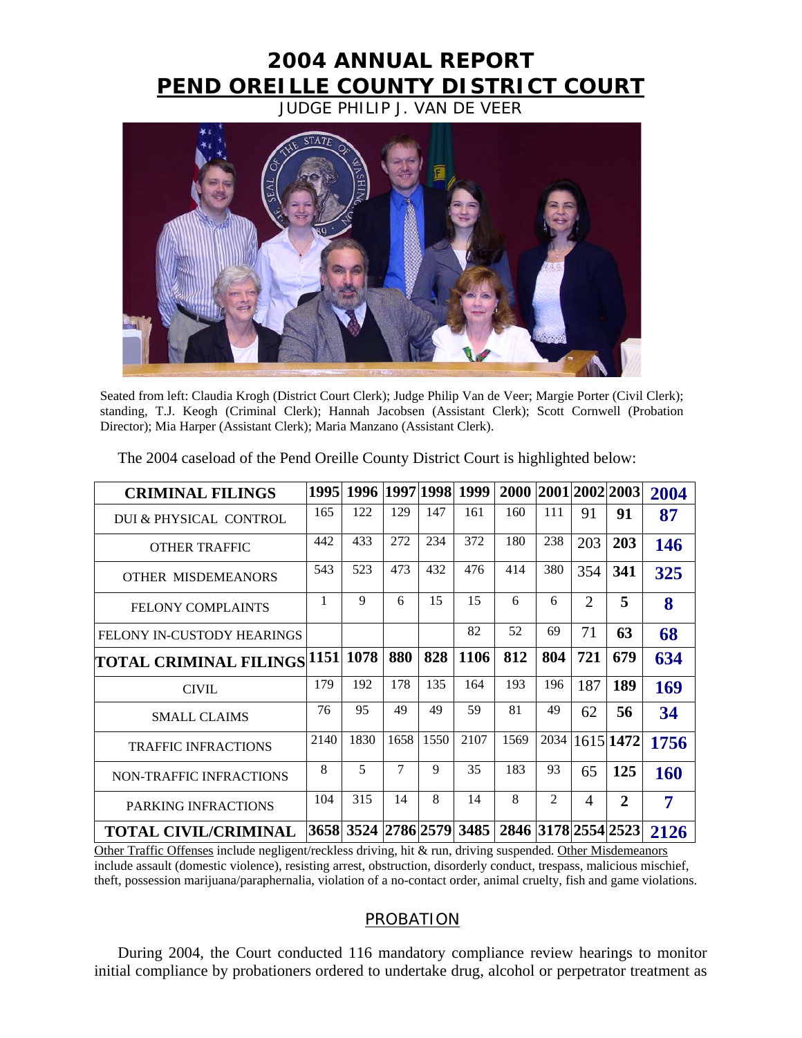# 2004 ANNUAL REPORT

# PEND OREILLE COUNTY DISTRICT COURT

JUDGE PHILIP J. VAN DE VEER

Seated from left: Claudia Krogh (District Court Clerk); Judge Philip Van de Veer; Margie Porter (Civil Clerk); standing, T.J. Keogh (Criminal Clerk); Hannah Jacobsen (Assistant Clerk); Scott Cornwell (Probation Director); Mia Harper (Assistant Clerk); Maria Manzano (Assistant Clerk).

The 2004 caseload of the Pend Oreille County District Court is highlighted below:

| CRIMINAL FILINGS | 1995 | 1996 | 1997 | 1998 | 1999 | 2000 | 2001 | 2002 | 2003 | 2004 |
|---|---|---|---|---|---|---|---|---|---|---|
| DUI & PHYSICAL CONTROL | 165 | 122 | 129 | 147 | 161 | 160 | 111 | 91 | **91** | **87** |
| OTHER TRAFFIC | 442 | 433 | 272 | 234 | 372 | 180 | 238 | 203 | **203** | **146** |
| OTHER MISDEMEANORS | 543 | 523 | 473 | 432 | 476 | 414 | 380 | 354 | **341** | **325** |
| FELONY COMPLAINTS | 1 | 9 | 6 | 15 | 15 | 6 | 6 | 2 | **5** | **8** |
| FELONY IN-CUSTODY HEARINGS | | | | | 82 | 52 | 69 | 71 | **63** | **68** |
| **TOTAL CRIMINAL FILINGS** | **1151** | **1078** | **880** | **828** | **1106** | **812** | **804** | **721** | **679** | **634** |
| CIVIL | 179 | 192 | 178 | 135 | 164 | 193 | 196 | 187 | **189** | **169** |
| SMALL CLAIMS | 76 | 95 | 49 | 49 | 59 | 81 | 49 | 62 | **56** | **34** |
| TRAFFIC INFRACTIONS | 2140 | 1830 | 1658 | 1550 | 2107 | 1569 | 2034 | 1615 | **1472** | **1756** |
| NON-TRAFFIC INFRACTIONS | 8 | 5 | 7 | 9 | 35 | 183 | 93 | 65 | **125** | **160** |
| PARKING INFRACTIONS | 104 | 315 | 14 | 8 | 14 | 8 | 2 | 4 | **2** | **7** |
| **TOTAL CIVIL/CRIMINAL** | **3658** | **3524** | **2786** | **2579** | **3485** | **2846** | **3178** | **2554** | **2523** | **2126** |

Other Traffic Offenses include negligent/reckless driving, hit & run, driving suspended. Other Misdemeanors include assault (domestic violence), resisting arrest, obstruction, disorderly conduct, trespass, malicious mischief, theft, possession marijuana/paraphernalia, violation of a no-contact order, animal cruelty, fish and game violations.

## PROBATION

During 2004, the Court conducted 116 mandatory compliance review hearings to monitor initial compliance by probationers ordered to undertake drug, alcohol or perpetrator treatment as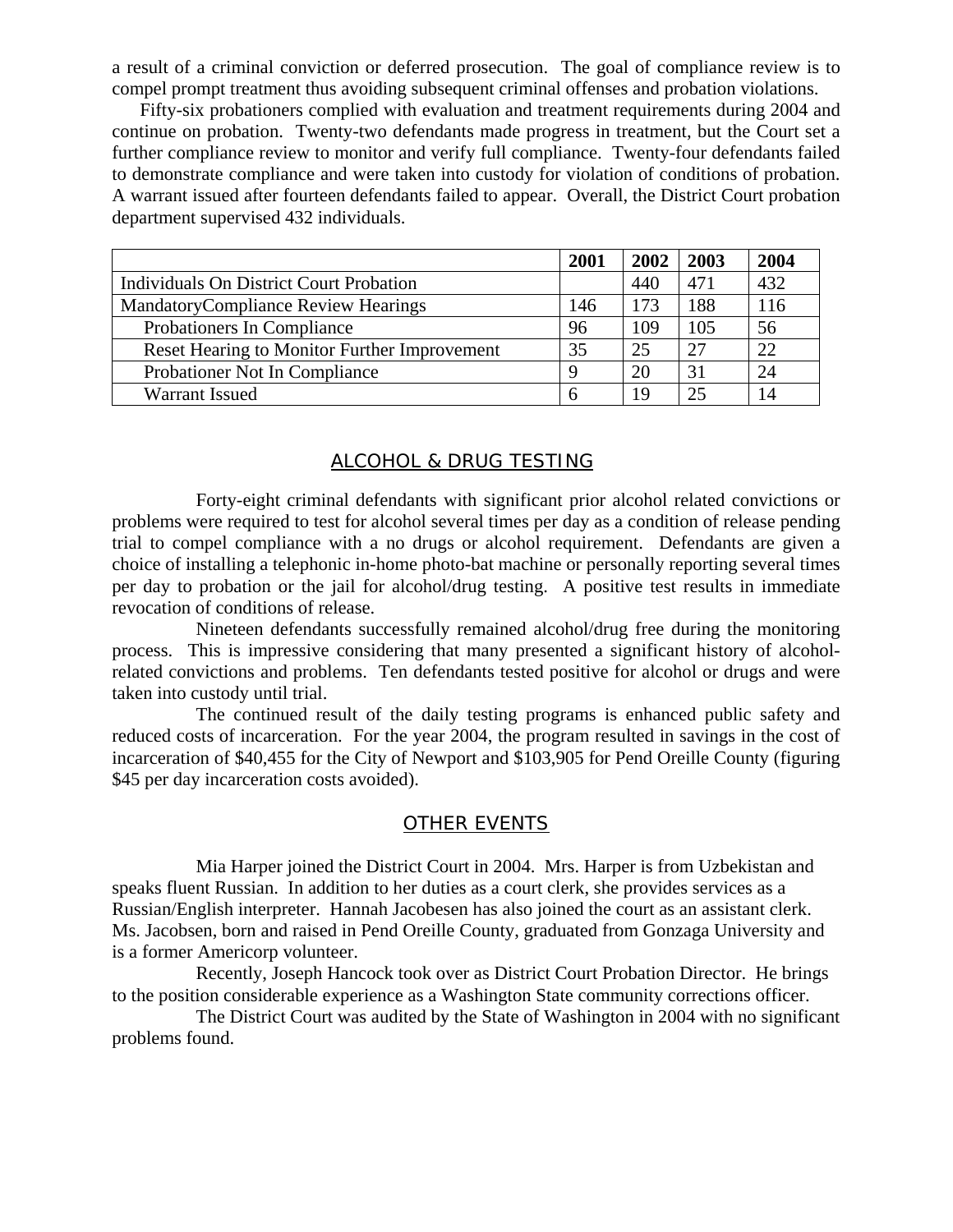a result of a criminal conviction or deferred prosecution. The goal of compliance review is to compel prompt treatment thus avoiding subsequent criminal offenses and probation violations.

Fifty-six probationers complied with evaluation and treatment requirements during 2004 and continue on probation. Twenty-two defendants made progress in treatment, but the Court set a further compliance review to monitor and verify full compliance. Twenty-four defendants failed to demonstrate compliance and were taken into custody for violation of conditions of probation. A warrant issued after fourteen defendants failed to appear. Overall, the District Court probation department supervised 432 individuals.

| | 2001 | 2002 | 2003 | 2004 |
|---|---|---|---|---|
| Individuals On District Court Probation | | 440 | 471 | 432 |
| MandatoryCompliance Review Hearings | 146 | 173 | 188 | 116 |
| Probationers In Compliance | 96 | 109 | 105 | 56 |
| Reset Hearing to Monitor Further Improvement | 35 | 25 | 27 | 22 |
| Probationer Not In Compliance | 9 | 20 | 31 | 24 |
| Warrant Issued | 6 | 19 | 25 | 14 |

## ALCOHOL & DRUG TESTING

Forty-eight criminal defendants with significant prior alcohol related convictions or problems were required to test for alcohol several times per day as a condition of release pending trial to compel compliance with a no drugs or alcohol requirement. Defendants are given a choice of installing a telephonic in-home photo-bat machine or personally reporting several times per day to probation or the jail for alcohol/drug testing. A positive test results in immediate revocation of conditions of release.

Nineteen defendants successfully remained alcohol/drug free during the monitoring process. This is impressive considering that many presented a significant history of alcohol-related convictions and problems. Ten defendants tested positive for alcohol or drugs and were taken into custody until trial.

The continued result of the daily testing programs is enhanced public safety and reduced costs of incarceration. For the year 2004, the program resulted in savings in the cost of incarceration of $40,455 for the City of Newport and $103,905 for Pend Oreille County (figuring $45 per day incarceration costs avoided).

## OTHER EVENTS

Mia Harper joined the District Court in 2004. Mrs. Harper is from Uzbekistan and speaks fluent Russian. In addition to her duties as a court clerk, she provides services as a Russian/English interpreter. Hannah Jacobesen has also joined the court as an assistant clerk. Ms. Jacobsen, born and raised in Pend Oreille County, graduated from Gonzaga University and is a former Americorp volunteer.

Recently, Joseph Hancock took over as District Court Probation Director. He brings to the position considerable experience as a Washington State community corrections officer.

The District Court was audited by the State of Washington in 2004 with no significant problems found.